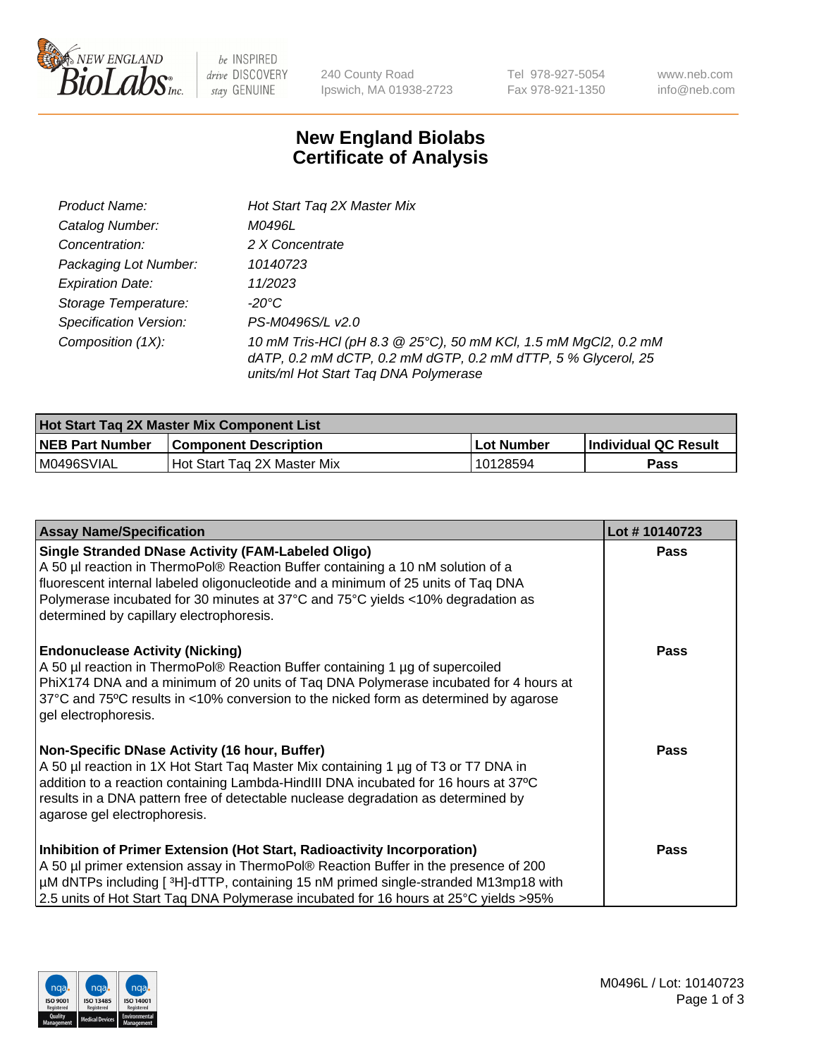# New England Biolabs
## Certificate of Analysis

| | |
|---|---|
| *Product Name:* | *Hot Start Taq 2X Master Mix* |
| *Catalog Number:* | *M0496L* |
| *Concentration:* | *2 X Concentrate* |
| *Packaging Lot Number:* | *10140723* |
| *Expiration Date:* | *11/2023* |
| *Storage Temperature:* | *-20°C* |
| *Specification Version:* | *PS-M0496S/L v2.0* |
| *Composition (1X):* | *10 mM Tris-HCl (pH 8.3 @ 25°C), 50 mM KCl, 1.5 mM MgCl2, 0.2 mM dATP, 0.2 mM dCTP, 0.2 mM dGTP, 0.2 mM dTTP, 5 % Glycerol, 25 units/ml Hot Start Taq DNA Polymerase* |

| **Hot Start Taq 2X Master Mix Component List** | | | |
|---|---|---|---|
| **NEB Part Number** | **Component Description** | **Lot Number** | **Individual QC Result** |
| M0496SVIAL | Hot Start Taq 2X Master Mix | 10128594 | **Pass** |

| **Assay Name/Specification** | **Lot # 10140723** |
|---|---|
| **Single Stranded DNase Activity (FAM-Labeled Oligo)** A 50 µl reaction in ThermoPol® Reaction Buffer containing a 10 nM solution of a fluorescent internal labeled oligonucleotide and a minimum of 25 units of Taq DNA Polymerase incubated for 30 minutes at 37°C and 75°C yields <10% degradation as determined by capillary electrophoresis. | **Pass** |
| **Endonuclease Activity (Nicking)** A 50 µl reaction in ThermoPol® Reaction Buffer containing 1 µg of supercoiled PhiX174 DNA and a minimum of 20 units of Taq DNA Polymerase incubated for 4 hours at 37°C and 75ºC results in <10% conversion to the nicked form as determined by agarose gel electrophoresis. | **Pass** |
| **Non-Specific DNase Activity (16 hour, Buffer)** A 50 µl reaction in 1X Hot Start Taq Master Mix containing 1 µg of T3 or T7 DNA in addition to a reaction containing Lambda-HindIII DNA incubated for 16 hours at 37ºC results in a DNA pattern free of detectable nuclease degradation as determined by agarose gel electrophoresis. | **Pass** |
| **Inhibition of Primer Extension (Hot Start, Radioactivity Incorporation)** A 50 µl primer extension assay in ThermoPol® Reaction Buffer in the presence of 200 µM dNTPs including [ $^3$H]-dTTP, containing 15 nM primed single-stranded M13mp18 with 2.5 units of Hot Start Taq DNA Polymerase incubated for 16 hours at 25°C yields >95% | **Pass** |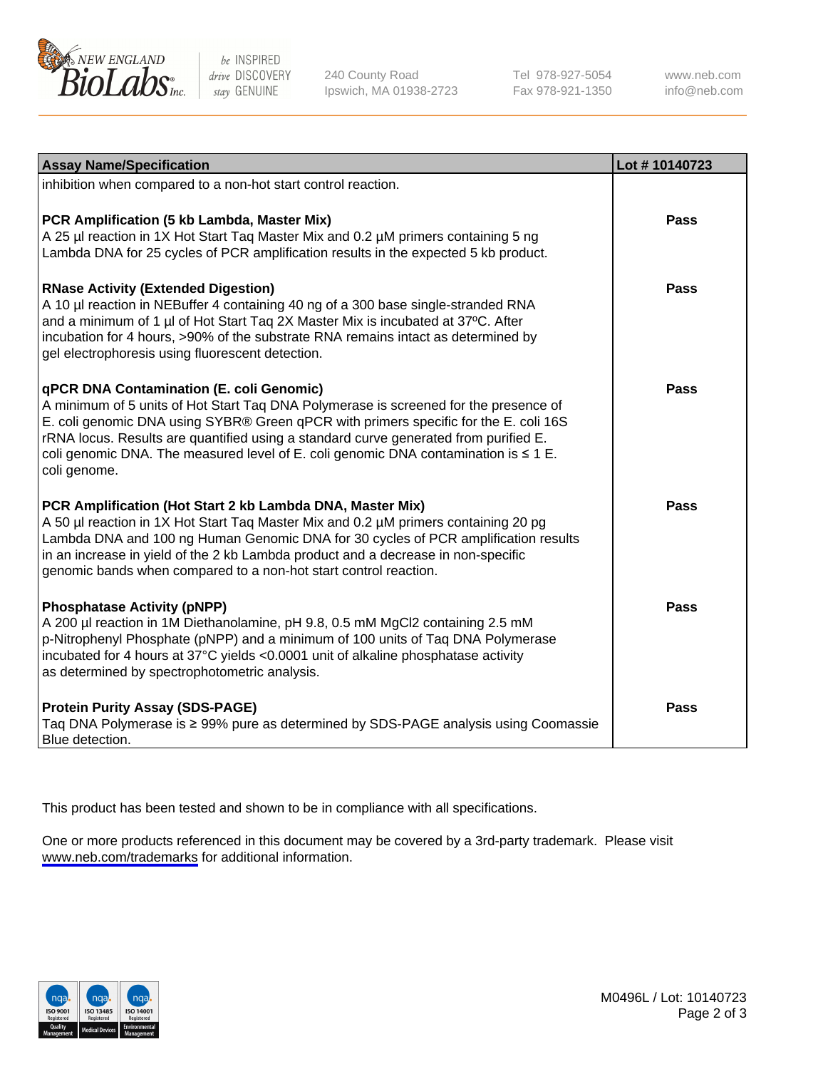| Assay Name/Specification | Lot # 10140723 |
|---|---|
| inhibition when compared to a non-hot start control reaction. | |
| **PCR Amplification (5 kb Lambda, Master Mix)**<br>A 25 µl reaction in 1X Hot Start Taq Master Mix and 0.2 µM primers containing 5 ng Lambda DNA for 25 cycles of PCR amplification results in the expected 5 kb product. | **Pass** |
| **RNase Activity (Extended Digestion)**<br>A 10 µl reaction in NEBuffer 4 containing 40 ng of a 300 base single-stranded RNA and a minimum of 1 µl of Hot Start Taq 2X Master Mix is incubated at 37ºC. After incubation for 4 hours, >90% of the substrate RNA remains intact as determined by gel electrophoresis using fluorescent detection. | **Pass** |
| **qPCR DNA Contamination (E. coli Genomic)**<br>A minimum of 5 units of Hot Start Taq DNA Polymerase is screened for the presence of E. coli genomic DNA using SYBR® Green qPCR with primers specific for the E. coli 16S rRNA locus. Results are quantified using a standard curve generated from purified E. coli genomic DNA. The measured level of E. coli genomic DNA contamination is ≤ 1 E. coli genome. | **Pass** |
| **PCR Amplification (Hot Start 2 kb Lambda DNA, Master Mix)**<br>A 50 µl reaction in 1X Hot Start Taq Master Mix and 0.2 µM primers containing 20 pg Lambda DNA and 100 ng Human Genomic DNA for 30 cycles of PCR amplification results in an increase in yield of the 2 kb Lambda product and a decrease in non-specific genomic bands when compared to a non-hot start control reaction. | **Pass** |
| **Phosphatase Activity (pNPP)**<br>A 200 µl reaction in 1M Diethanolamine, pH 9.8, 0.5 mM $MgCl_2$ containing 2.5 mM p-Nitrophenyl Phosphate (pNPP) and a minimum of 100 units of Taq DNA Polymerase incubated for 4 hours at 37°C yields <0.0001 unit of alkaline phosphatase activity as determined by spectrophotometric analysis. | **Pass** |
| **Protein Purity Assay (SDS-PAGE)**<br>Taq DNA Polymerase is ≥ 99% pure as determined by SDS-PAGE analysis using Coomassie Blue detection. | **Pass** |

This product has been tested and shown to be in compliance with all specifications.

One or more products referenced in this document may be covered by a 3rd-party trademark. Please visit www.neb.com/trademarks for additional information.

M0496L / Lot: 10140723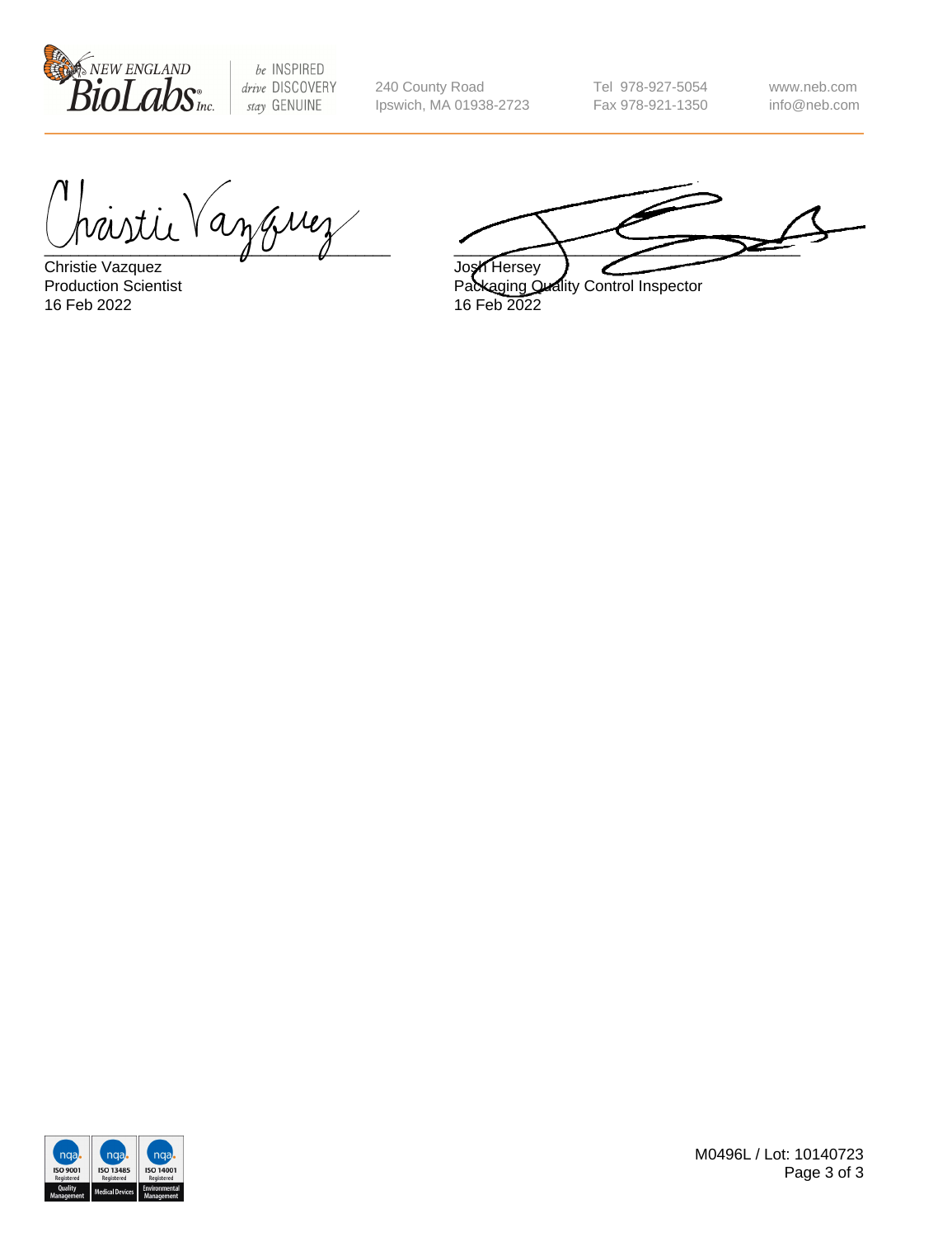Christie Vazquez
Production Scientist
16 Feb 2022

Josh Hersey
Packaging Quality Control Inspector
16 Feb 2022

M0496L / Lot: 10140723